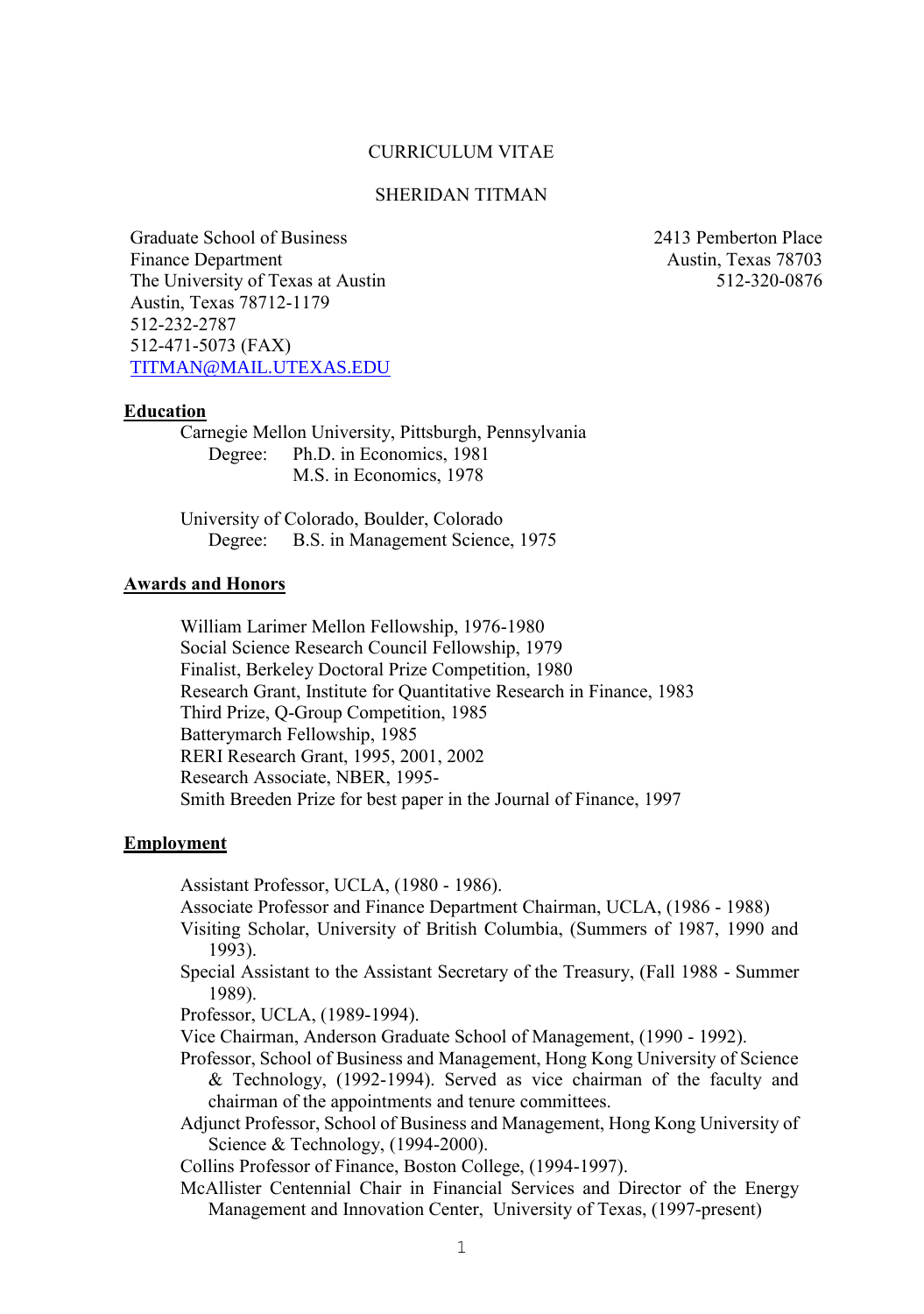CURRICULUM VITAE

SHERIDAN TITMAN

Graduate School of Business
Finance Department
The University of Texas at Austin
Austin, Texas 78712-1179
512-232-2787
512-471-5073 (FAX)
TITMAN@MAIL.UTEXAS.EDU

2413 Pemberton Place
Austin, Texas 78703
512-320-0876

## Education

Carnegie Mellon University, Pittsburgh, Pennsylvania
Degree: Ph.D. in Economics, 1981
M.S. in Economics, 1978

University of Colorado, Boulder, Colorado
Degree: B.S. in Management Science, 1975

## Awards and Honors

William Larimer Mellon Fellowship, 1976-1980
Social Science Research Council Fellowship, 1979
Finalist, Berkeley Doctoral Prize Competition, 1980
Research Grant, Institute for Quantitative Research in Finance, 1983
Third Prize, Q-Group Competition, 1985
Batterymarch Fellowship, 1985
RERI Research Grant, 1995, 2001, 2002
Research Associate, NBER, 1995-
Smith Breeden Prize for best paper in the Journal of Finance, 1997

## Employment

Assistant Professor, UCLA, (1980 - 1986).
Associate Professor and Finance Department Chairman, UCLA, (1986 - 1988)
Visiting Scholar, University of British Columbia, (Summers of 1987, 1990 and 1993).
Special Assistant to the Assistant Secretary of the Treasury, (Fall 1988 - Summer 1989).
Professor, UCLA, (1989-1994).
Vice Chairman, Anderson Graduate School of Management, (1990 - 1992).
Professor, School of Business and Management, Hong Kong University of Science & Technology, (1992-1994). Served as vice chairman of the faculty and chairman of the appointments and tenure committees.
Adjunct Professor, School of Business and Management, Hong Kong University of Science & Technology, (1994-2000).
Collins Professor of Finance, Boston College, (1994-1997).
McAllister Centennial Chair in Financial Services and Director of the Energy Management and Innovation Center, University of Texas, (1997-present)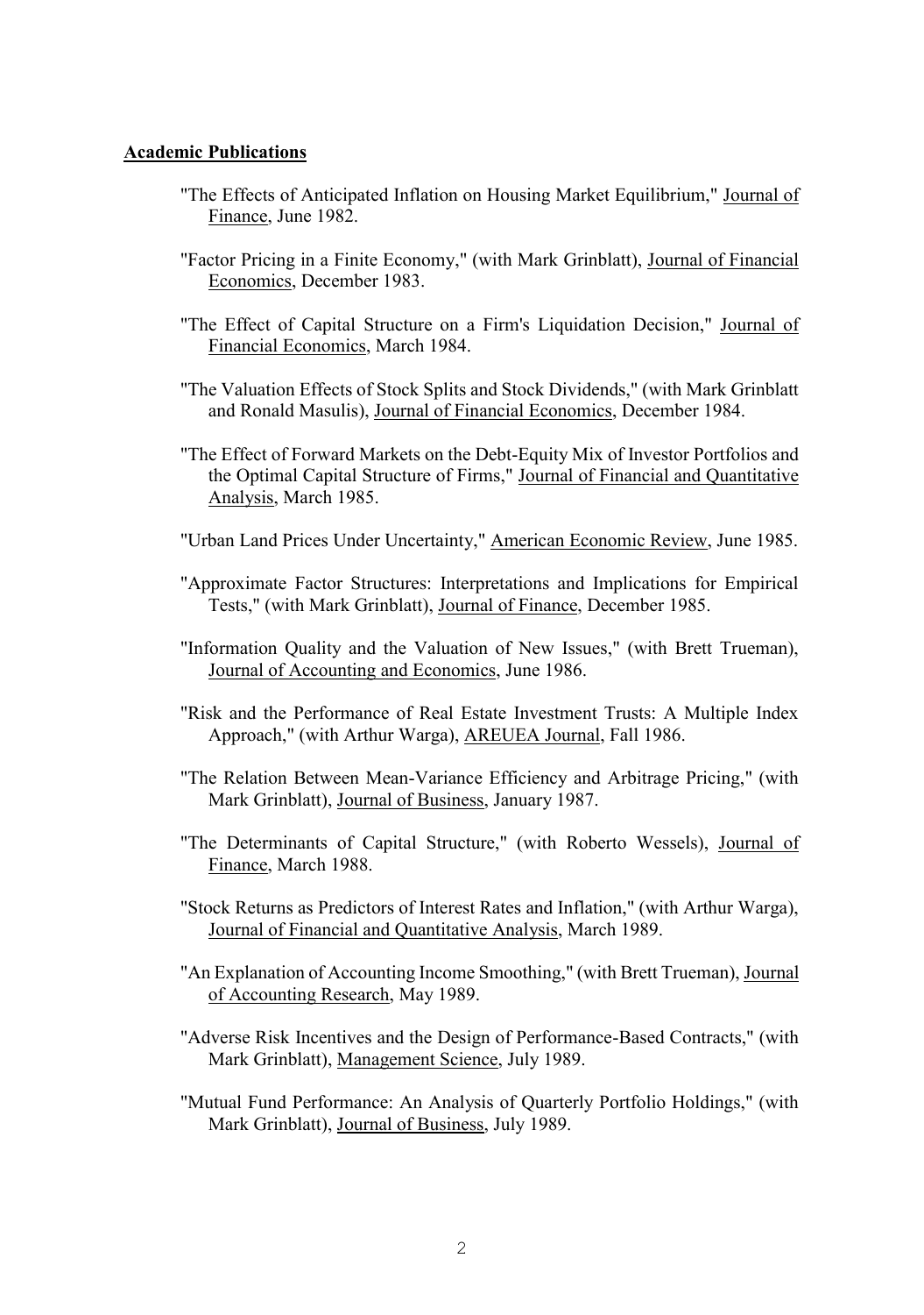**Academic Publications**

"The Effects of Anticipated Inflation on Housing Market Equilibrium," Journal of Finance, June 1982.

"Factor Pricing in a Finite Economy," (with Mark Grinblatt), Journal of Financial Economics, December 1983.

"The Effect of Capital Structure on a Firm's Liquidation Decision," Journal of Financial Economics, March 1984.

"The Valuation Effects of Stock Splits and Stock Dividends," (with Mark Grinblatt and Ronald Masulis), Journal of Financial Economics, December 1984.

"The Effect of Forward Markets on the Debt-Equity Mix of Investor Portfolios and the Optimal Capital Structure of Firms," Journal of Financial and Quantitative Analysis, March 1985.

"Urban Land Prices Under Uncertainty," American Economic Review, June 1985.

"Approximate Factor Structures: Interpretations and Implications for Empirical Tests," (with Mark Grinblatt), Journal of Finance, December 1985.

"Information Quality and the Valuation of New Issues," (with Brett Trueman), Journal of Accounting and Economics, June 1986.

"Risk and the Performance of Real Estate Investment Trusts: A Multiple Index Approach," (with Arthur Warga), AREUEA Journal, Fall 1986.

"The Relation Between Mean-Variance Efficiency and Arbitrage Pricing," (with Mark Grinblatt), Journal of Business, January 1987.

"The Determinants of Capital Structure," (with Roberto Wessels), Journal of Finance, March 1988.

"Stock Returns as Predictors of Interest Rates and Inflation," (with Arthur Warga), Journal of Financial and Quantitative Analysis, March 1989.

"An Explanation of Accounting Income Smoothing," (with Brett Trueman), Journal of Accounting Research, May 1989.

"Adverse Risk Incentives and the Design of Performance-Based Contracts," (with Mark Grinblatt), Management Science, July 1989.

"Mutual Fund Performance: An Analysis of Quarterly Portfolio Holdings," (with Mark Grinblatt), Journal of Business, July 1989.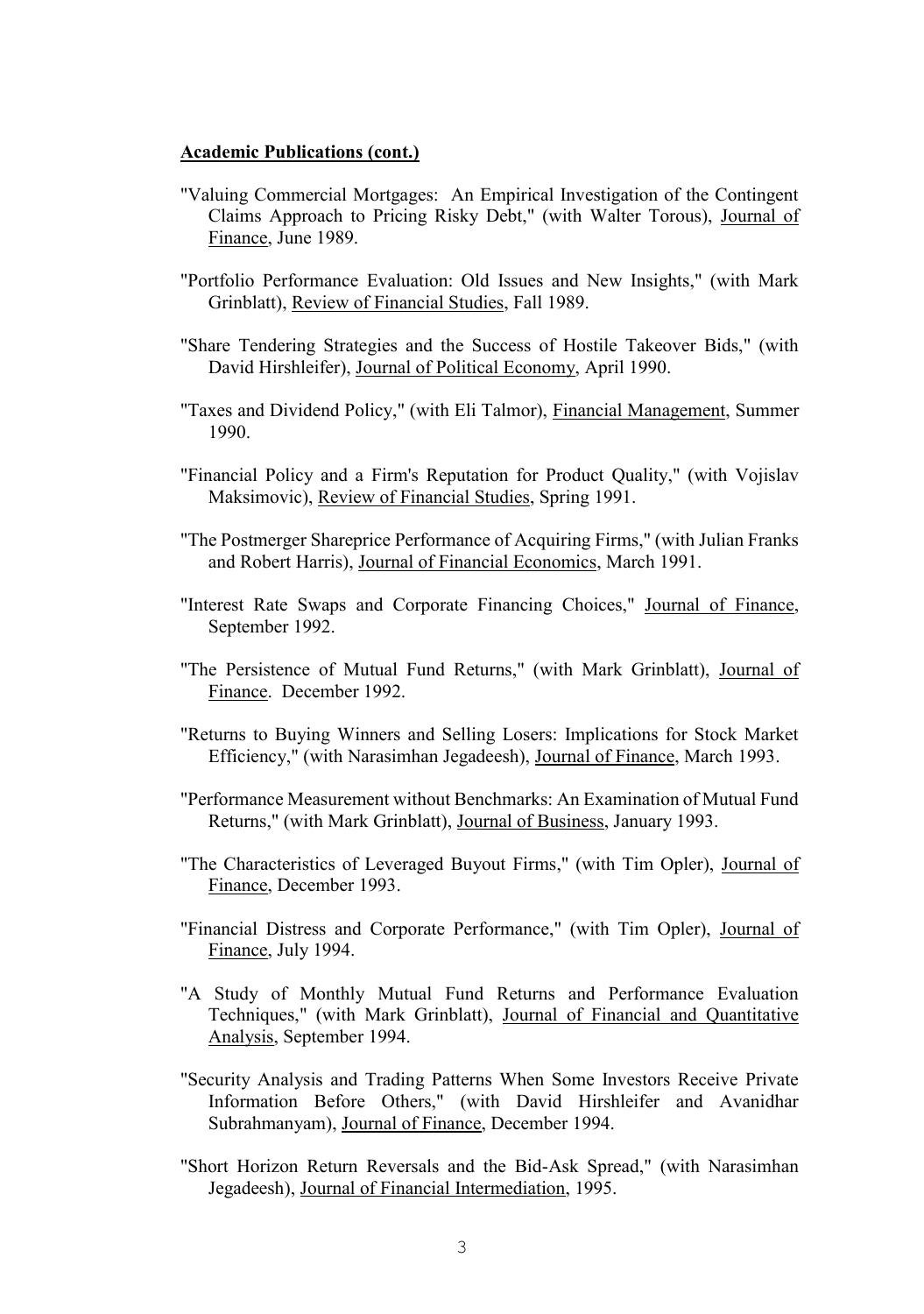**Academic Publications (cont.)**

"Valuing Commercial Mortgages: An Empirical Investigation of the Contingent Claims Approach to Pricing Risky Debt," (with Walter Torous), Journal of Finance, June 1989.

"Portfolio Performance Evaluation: Old Issues and New Insights," (with Mark Grinblatt), Review of Financial Studies, Fall 1989.

"Share Tendering Strategies and the Success of Hostile Takeover Bids," (with David Hirshleifer), Journal of Political Economy, April 1990.

"Taxes and Dividend Policy," (with Eli Talmor), Financial Management, Summer 1990.

"Financial Policy and a Firm's Reputation for Product Quality," (with Vojislav Maksimovic), Review of Financial Studies, Spring 1991.

"The Postmerger Shareprice Performance of Acquiring Firms," (with Julian Franks and Robert Harris), Journal of Financial Economics, March 1991.

"Interest Rate Swaps and Corporate Financing Choices," Journal of Finance, September 1992.

"The Persistence of Mutual Fund Returns," (with Mark Grinblatt), Journal of Finance. December 1992.

"Returns to Buying Winners and Selling Losers: Implications for Stock Market Efficiency," (with Narasimhan Jegadeesh), Journal of Finance, March 1993.

"Performance Measurement without Benchmarks: An Examination of Mutual Fund Returns," (with Mark Grinblatt), Journal of Business, January 1993.

"The Characteristics of Leveraged Buyout Firms," (with Tim Opler), Journal of Finance, December 1993.

"Financial Distress and Corporate Performance," (with Tim Opler), Journal of Finance, July 1994.

"A Study of Monthly Mutual Fund Returns and Performance Evaluation Techniques," (with Mark Grinblatt), Journal of Financial and Quantitative Analysis, September 1994.

"Security Analysis and Trading Patterns When Some Investors Receive Private Information Before Others," (with David Hirshleifer and Avanidhar Subrahmanyam), Journal of Finance, December 1994.

"Short Horizon Return Reversals and the Bid-Ask Spread," (with Narasimhan Jegadeesh), Journal of Financial Intermediation, 1995.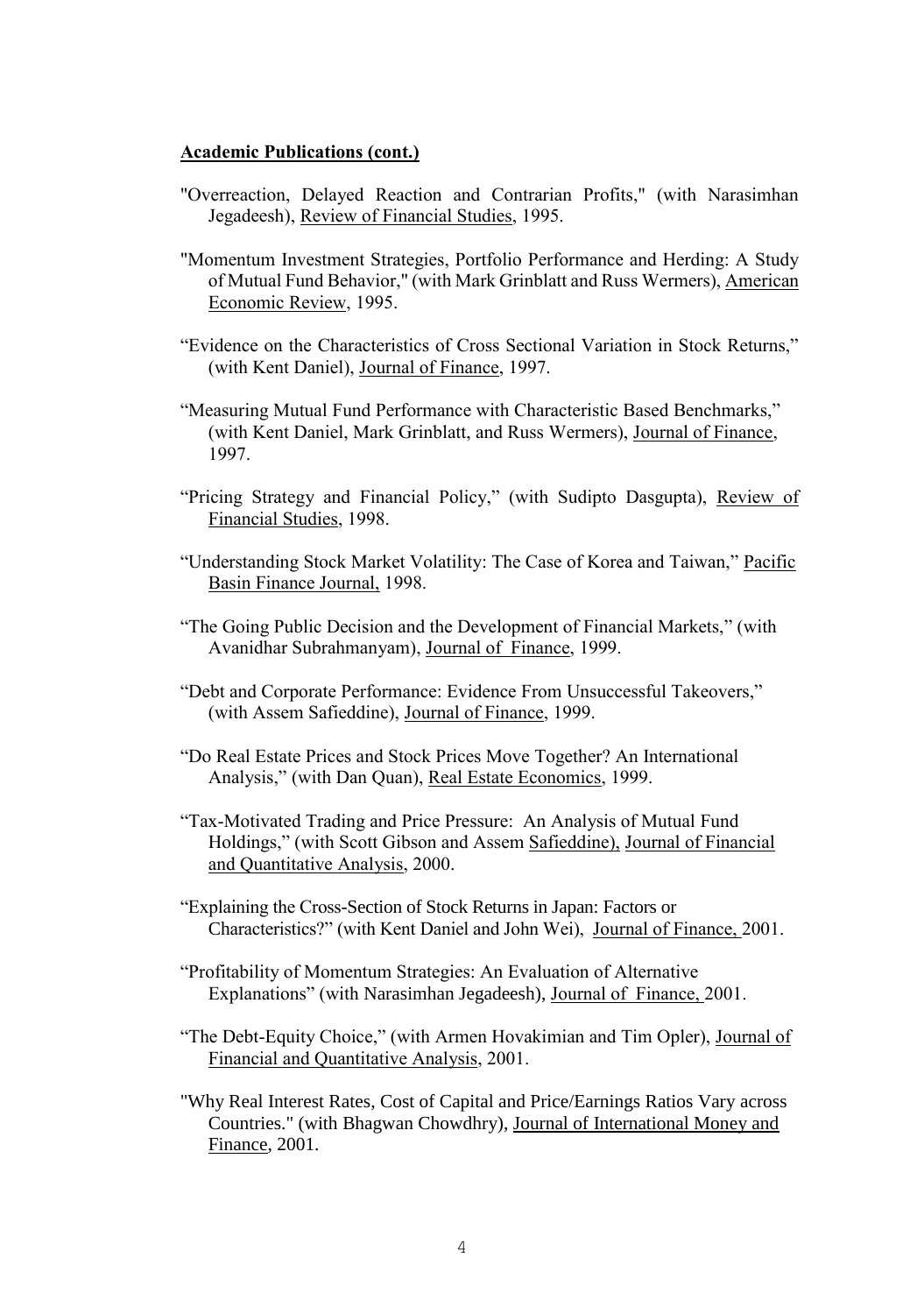**Academic Publications (cont.)**

"Overreaction, Delayed Reaction and Contrarian Profits," (with Narasimhan Jegadeesh), Review of Financial Studies, 1995.

"Momentum Investment Strategies, Portfolio Performance and Herding: A Study of Mutual Fund Behavior," (with Mark Grinblatt and Russ Wermers), American Economic Review, 1995.

"Evidence on the Characteristics of Cross Sectional Variation in Stock Returns," (with Kent Daniel), Journal of Finance, 1997.

"Measuring Mutual Fund Performance with Characteristic Based Benchmarks," (with Kent Daniel, Mark Grinblatt, and Russ Wermers), Journal of Finance, 1997.

"Pricing Strategy and Financial Policy," (with Sudipto Dasgupta), Review of Financial Studies, 1998.

"Understanding Stock Market Volatility: The Case of Korea and Taiwan," Pacific Basin Finance Journal, 1998.

"The Going Public Decision and the Development of Financial Markets," (with Avanidhar Subrahmanyam), Journal of Finance, 1999.

"Debt and Corporate Performance: Evidence From Unsuccessful Takeovers," (with Assem Safieddine), Journal of Finance, 1999.

"Do Real Estate Prices and Stock Prices Move Together? An International Analysis," (with Dan Quan), Real Estate Economics, 1999.

"Tax-Motivated Trading and Price Pressure: An Analysis of Mutual Fund Holdings," (with Scott Gibson and Assem Safieddine), Journal of Financial and Quantitative Analysis, 2000.

"Explaining the Cross-Section of Stock Returns in Japan: Factors or Characteristics?" (with Kent Daniel and John Wei), Journal of Finance, 2001.

"Profitability of Momentum Strategies: An Evaluation of Alternative Explanations" (with Narasimhan Jegadeesh), Journal of Finance, 2001.

"The Debt-Equity Choice," (with Armen Hovakimian and Tim Opler), Journal of Financial and Quantitative Analysis, 2001.

"Why Real Interest Rates, Cost of Capital and Price/Earnings Ratios Vary across Countries." (with Bhagwan Chowdhry), Journal of International Money and Finance, 2001.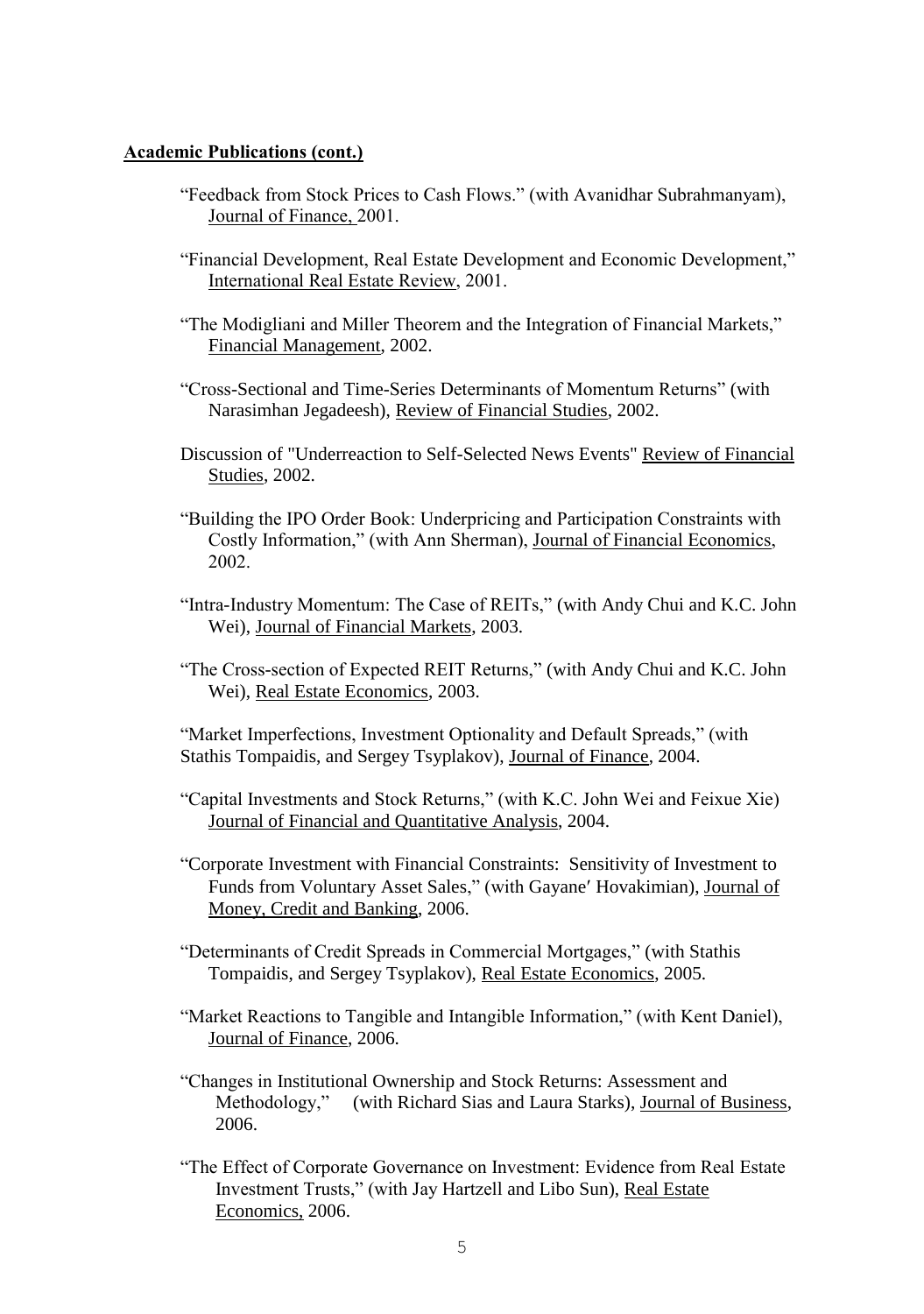**Academic Publications (cont.)**

"Feedback from Stock Prices to Cash Flows." (with Avanidhar Subrahmanyam), Journal of Finance, 2001.

"Financial Development, Real Estate Development and Economic Development," International Real Estate Review, 2001.

"The Modigliani and Miller Theorem and the Integration of Financial Markets," Financial Management, 2002.

"Cross-Sectional and Time-Series Determinants of Momentum Returns" (with Narasimhan Jegadeesh), Review of Financial Studies, 2002.

Discussion of "Underreaction to Self-Selected News Events" Review of Financial Studies, 2002.

"Building the IPO Order Book: Underpricing and Participation Constraints with Costly Information," (with Ann Sherman), Journal of Financial Economics, 2002.

"Intra-Industry Momentum: The Case of REITs," (with Andy Chui and K.C. John Wei), Journal of Financial Markets, 2003.

"The Cross-section of Expected REIT Returns," (with Andy Chui and K.C. John Wei), Real Estate Economics, 2003.

"Market Imperfections, Investment Optionality and Default Spreads," (with Stathis Tompaidis, and Sergey Tsyplakov), Journal of Finance, 2004.

"Capital Investments and Stock Returns," (with K.C. John Wei and Feixue Xie) Journal of Financial and Quantitative Analysis, 2004.

"Corporate Investment with Financial Constraints: Sensitivity of Investment to Funds from Voluntary Asset Sales," (with Gayane′ Hovakimian), Journal of Money, Credit and Banking, 2006.

"Determinants of Credit Spreads in Commercial Mortgages," (with Stathis Tompaidis, and Sergey Tsyplakov), Real Estate Economics, 2005.

"Market Reactions to Tangible and Intangible Information," (with Kent Daniel), Journal of Finance, 2006.

"Changes in Institutional Ownership and Stock Returns: Assessment and Methodology," (with Richard Sias and Laura Starks), Journal of Business, 2006.

"The Effect of Corporate Governance on Investment: Evidence from Real Estate Investment Trusts," (with Jay Hartzell and Libo Sun), Real Estate Economics, 2006.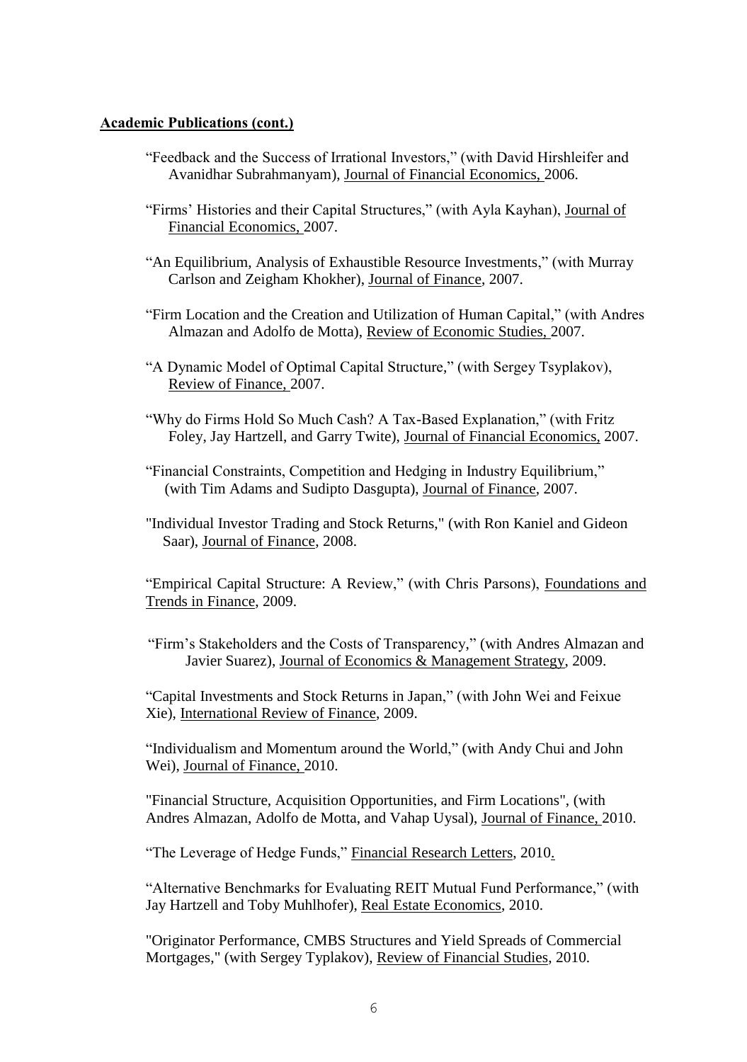**Academic Publications (cont.)**

"Feedback and the Success of Irrational Investors," (with David Hirshleifer and Avanidhar Subrahmanyam), Journal of Financial Economics, 2006.

"Firms' Histories and their Capital Structures," (with Ayla Kayhan), Journal of Financial Economics, 2007.

"An Equilibrium, Analysis of Exhaustible Resource Investments," (with Murray Carlson and Zeigham Khokher), Journal of Finance, 2007.

"Firm Location and the Creation and Utilization of Human Capital," (with Andres Almazan and Adolfo de Motta), Review of Economic Studies, 2007.

"A Dynamic Model of Optimal Capital Structure," (with Sergey Tsyplakov), Review of Finance, 2007.

"Why do Firms Hold So Much Cash? A Tax-Based Explanation," (with Fritz Foley, Jay Hartzell, and Garry Twite), Journal of Financial Economics, 2007.

"Financial Constraints, Competition and Hedging in Industry Equilibrium," (with Tim Adams and Sudipto Dasgupta), Journal of Finance, 2007.

"Individual Investor Trading and Stock Returns," (with Ron Kaniel and Gideon Saar), Journal of Finance, 2008.

"Empirical Capital Structure: A Review," (with Chris Parsons), Foundations and Trends in Finance, 2009.

"Firm's Stakeholders and the Costs of Transparency," (with Andres Almazan and Javier Suarez), Journal of Economics & Management Strategy, 2009.

"Capital Investments and Stock Returns in Japan," (with John Wei and Feixue Xie), International Review of Finance, 2009.

"Individualism and Momentum around the World," (with Andy Chui and John Wei), Journal of Finance, 2010.

"Financial Structure, Acquisition Opportunities, and Firm Locations", (with Andres Almazan, Adolfo de Motta, and Vahap Uysal), Journal of Finance, 2010.

"The Leverage of Hedge Funds," Financial Research Letters, 2010.

"Alternative Benchmarks for Evaluating REIT Mutual Fund Performance," (with Jay Hartzell and Toby Muhlhofer), Real Estate Economics, 2010.

"Originator Performance, CMBS Structures and Yield Spreads of Commercial Mortgages," (with Sergey Typlakov), Review of Financial Studies, 2010.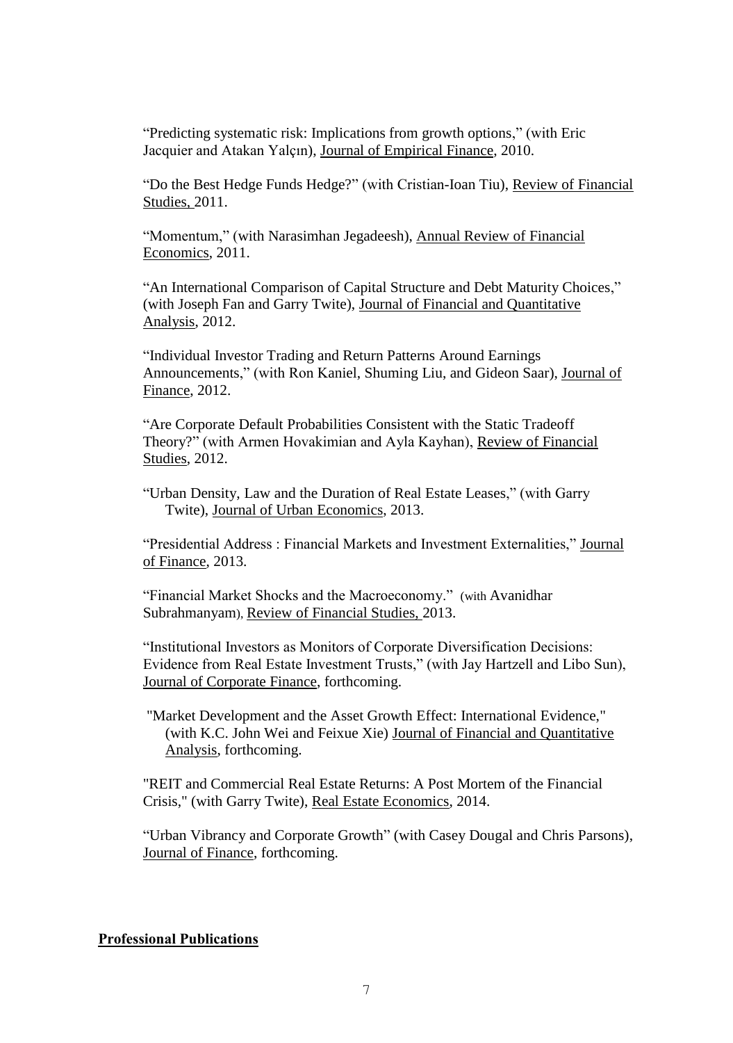"Predicting systematic risk: Implications from growth options," (with Eric Jacquier and Atakan Yalçın), Journal of Empirical Finance, 2010.

"Do the Best Hedge Funds Hedge?" (with Cristian-Ioan Tiu), Review of Financial Studies, 2011.

"Momentum," (with Narasimhan Jegadeesh), Annual Review of Financial Economics, 2011.

"An International Comparison of Capital Structure and Debt Maturity Choices," (with Joseph Fan and Garry Twite), Journal of Financial and Quantitative Analysis, 2012.

"Individual Investor Trading and Return Patterns Around Earnings Announcements," (with Ron Kaniel, Shuming Liu, and Gideon Saar), Journal of Finance, 2012.

"Are Corporate Default Probabilities Consistent with the Static Tradeoff Theory?" (with Armen Hovakimian and Ayla Kayhan), Review of Financial Studies, 2012.

"Urban Density, Law and the Duration of Real Estate Leases," (with Garry Twite), Journal of Urban Economics, 2013.

"Presidential Address : Financial Markets and Investment Externalities," Journal of Finance, 2013.

"Financial Market Shocks and the Macroeconomy." (with Avanidhar Subrahmanyam), Review of Financial Studies, 2013.

"Institutional Investors as Monitors of Corporate Diversification Decisions: Evidence from Real Estate Investment Trusts," (with Jay Hartzell and Libo Sun), Journal of Corporate Finance, forthcoming.

"Market Development and the Asset Growth Effect: International Evidence," (with K.C. John Wei and Feixue Xie) Journal of Financial and Quantitative Analysis, forthcoming.

"REIT and Commercial Real Estate Returns: A Post Mortem of the Financial Crisis," (with Garry Twite), Real Estate Economics, 2014.

"Urban Vibrancy and Corporate Growth" (with Casey Dougal and Chris Parsons), Journal of Finance, forthcoming.

**Professional Publications**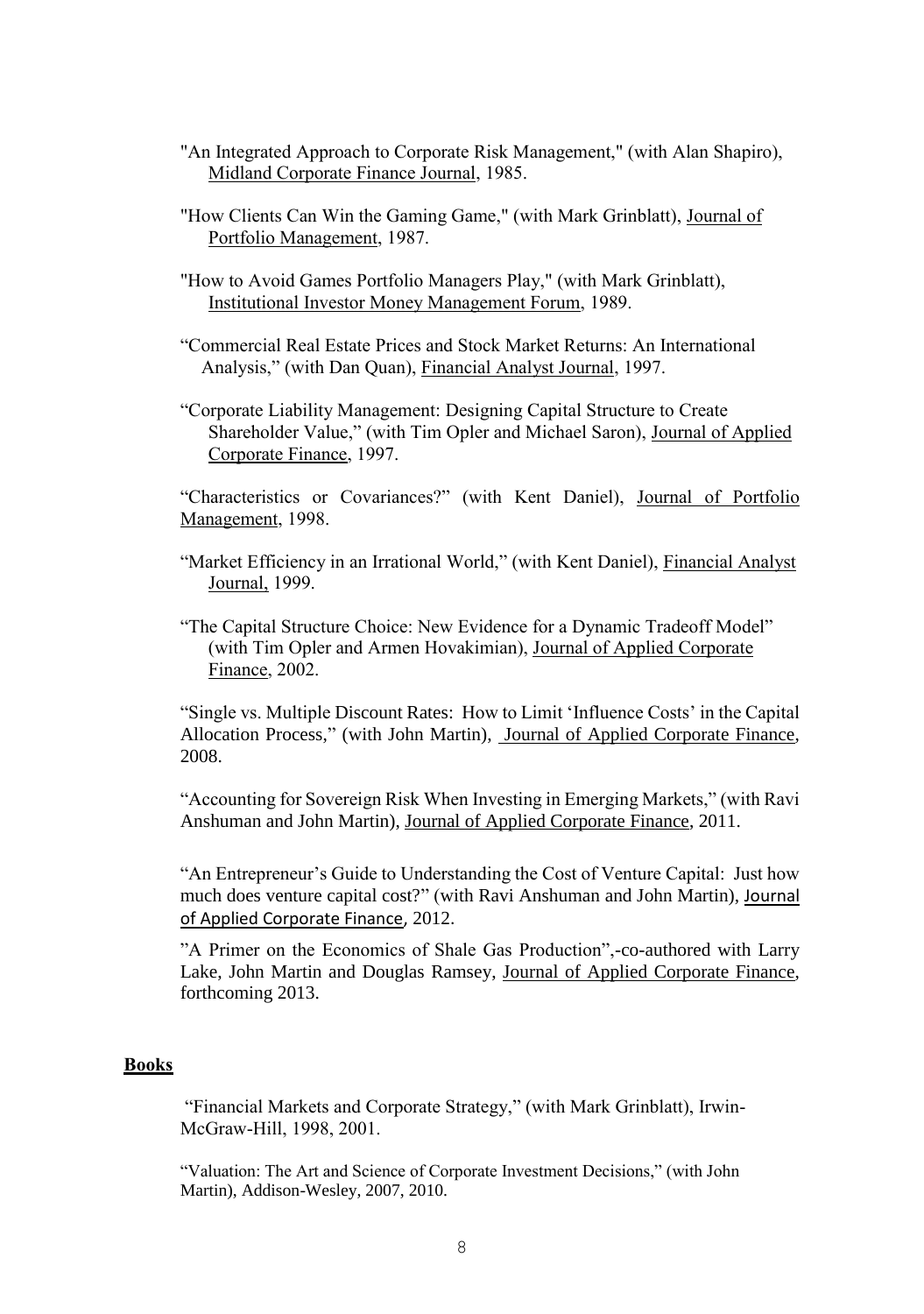"An Integrated Approach to Corporate Risk Management," (with Alan Shapiro), Midland Corporate Finance Journal, 1985.

"How Clients Can Win the Gaming Game," (with Mark Grinblatt), Journal of Portfolio Management, 1987.

"How to Avoid Games Portfolio Managers Play," (with Mark Grinblatt), Institutional Investor Money Management Forum, 1989.

"Commercial Real Estate Prices and Stock Market Returns: An International Analysis," (with Dan Quan), Financial Analyst Journal, 1997.

"Corporate Liability Management: Designing Capital Structure to Create Shareholder Value," (with Tim Opler and Michael Saron), Journal of Applied Corporate Finance, 1997.

"Characteristics or Covariances?" (with Kent Daniel), Journal of Portfolio Management, 1998.

"Market Efficiency in an Irrational World," (with Kent Daniel), Financial Analyst Journal, 1999.

"The Capital Structure Choice: New Evidence for a Dynamic Tradeoff Model" (with Tim Opler and Armen Hovakimian), Journal of Applied Corporate Finance, 2002.

"Single vs. Multiple Discount Rates: How to Limit 'Influence Costs' in the Capital Allocation Process," (with John Martin), Journal of Applied Corporate Finance, 2008.

"Accounting for Sovereign Risk When Investing in Emerging Markets," (with Ravi Anshuman and John Martin), Journal of Applied Corporate Finance, 2011.

"An Entrepreneur's Guide to Understanding the Cost of Venture Capital: Just how much does venture capital cost?" (with Ravi Anshuman and John Martin), Journal of Applied Corporate Finance, 2012.

"A Primer on the Economics of Shale Gas Production",-co-authored with Larry Lake, John Martin and Douglas Ramsey, Journal of Applied Corporate Finance, forthcoming 2013.

## Books

"Financial Markets and Corporate Strategy," (with Mark Grinblatt), Irwin-McGraw-Hill, 1998, 2001.

"Valuation: The Art and Science of Corporate Investment Decisions," (with John Martin), Addison-Wesley, 2007, 2010.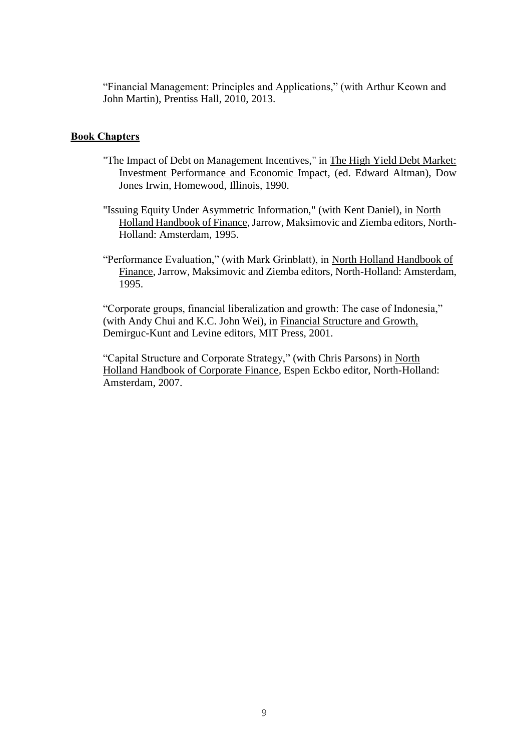"Financial Management: Principles and Applications," (with Arthur Keown and John Martin), Prentiss Hall, 2010, 2013.

## Book Chapters

"The Impact of Debt on Management Incentives," in The High Yield Debt Market: Investment Performance and Economic Impact, (ed. Edward Altman), Dow Jones Irwin, Homewood, Illinois, 1990.

"Issuing Equity Under Asymmetric Information," (with Kent Daniel), in North Holland Handbook of Finance, Jarrow, Maksimovic and Ziemba editors, North-Holland: Amsterdam, 1995.

"Performance Evaluation," (with Mark Grinblatt), in North Holland Handbook of Finance, Jarrow, Maksimovic and Ziemba editors, North-Holland: Amsterdam, 1995.

"Corporate groups, financial liberalization and growth: The case of Indonesia," (with Andy Chui and K.C. John Wei), in Financial Structure and Growth, Demirguc-Kunt and Levine editors, MIT Press, 2001.

"Capital Structure and Corporate Strategy," (with Chris Parsons) in North Holland Handbook of Corporate Finance, Espen Eckbo editor, North-Holland: Amsterdam, 2007.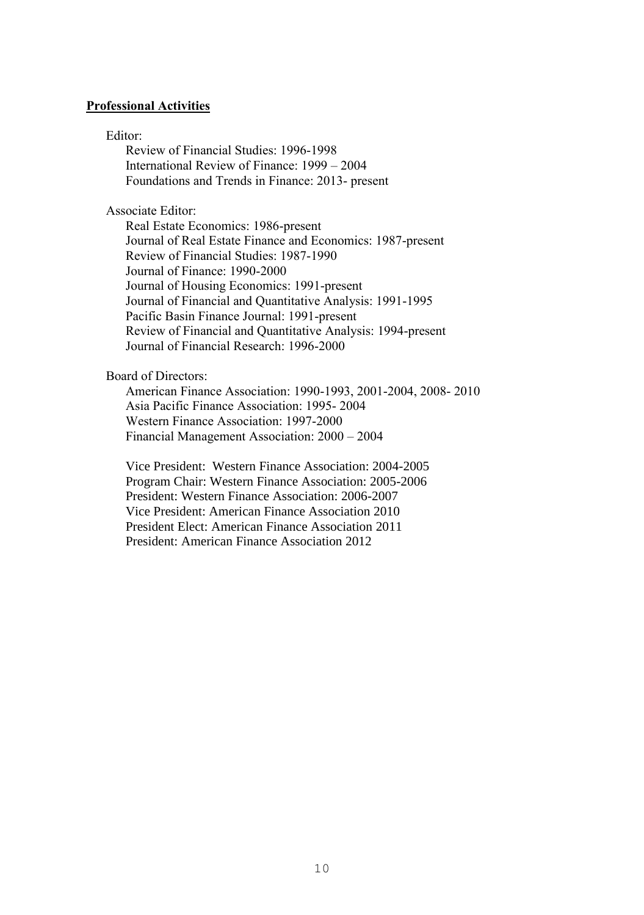## **Professional Activities**

Editor:

Review of Financial Studies: 1996-1998
International Review of Finance: 1999 – 2004
Foundations and Trends in Finance: 2013- present

Associate Editor:

Real Estate Economics: 1986-present
Journal of Real Estate Finance and Economics: 1987-present
Review of Financial Studies: 1987-1990
Journal of Finance: 1990-2000
Journal of Housing Economics: 1991-present
Journal of Financial and Quantitative Analysis: 1991-1995
Pacific Basin Finance Journal: 1991-present
Review of Financial and Quantitative Analysis: 1994-present
Journal of Financial Research: 1996-2000

Board of Directors:

American Finance Association: 1990-1993, 2001-2004, 2008- 2010
Asia Pacific Finance Association: 1995- 2004
Western Finance Association: 1997-2000
Financial Management Association: 2000 – 2004

Vice President: Western Finance Association: 2004-2005
Program Chair: Western Finance Association: 2005-2006
President: Western Finance Association: 2006-2007
Vice President: American Finance Association 2010
President Elect: American Finance Association 2011
President: American Finance Association 2012